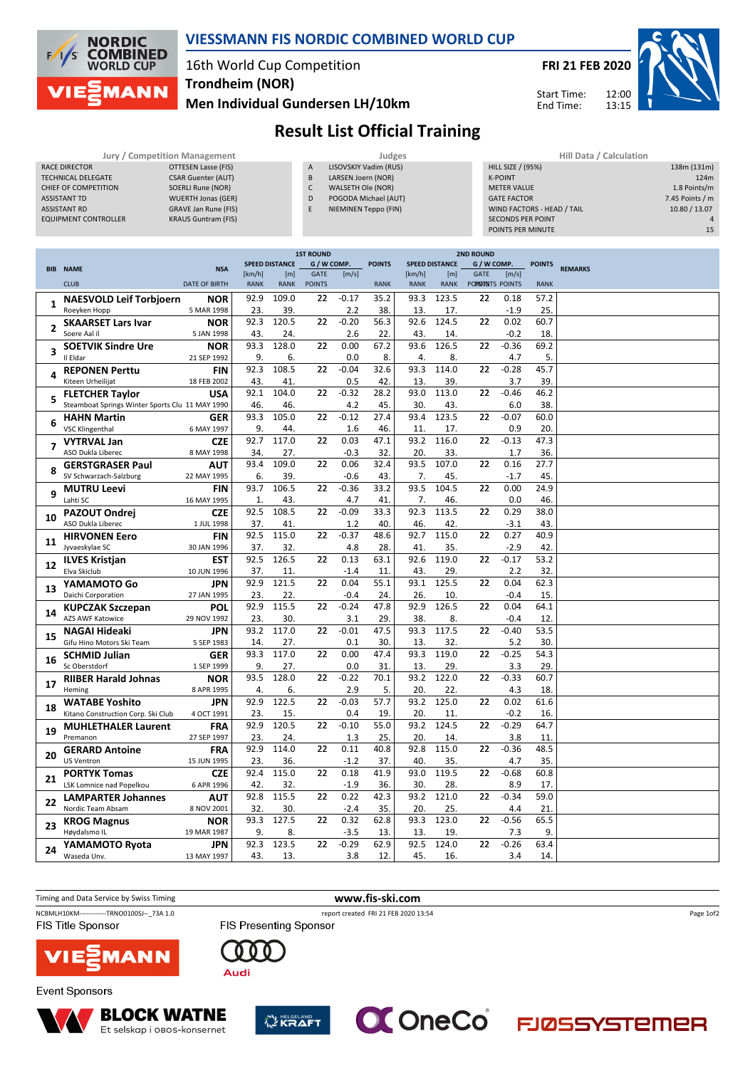# VIESSMANN FIS NORDIC COMBINED WORLD CUP

16th World Cup Competition

**Trondheim (NOR)**

**Men Individual Gundersen LH/10km**

**FRI 21 FEB 2020**

Start Time: 12:00
End Time: 13:15

## Result List Official Training

| Jury / Competition Management | |
|---|---|
| RACE DIRECTOR | OTTESEN Lasse (FIS) |
| TECHNICAL DELEGATE | CSAR Guenter (AUT) |
| CHIEF OF COMPETITION | SOERLI Rune (NOR) |
| ASSISTANT TD | WUERTH Jonas (GER) |
| ASSISTANT RD | GRAVE Jan Rune (FIS) |
| EQUIPMENT CONTROLLER | KRAUS Guntram (FIS) |

| Judges | |
|---|---|
| A | LISOVSKIY Vadim (RUS) |
| B | LARSEN Joern (NOR) |
| C | WALSETH Ole (NOR) |
| D | POGODA Michael (AUT) |
| E | NIEMINEN Teppo (FIN) |

| Hill Data / Calculation | |
|---|---|
| HILL SIZE / (95%) | 138m (131m) |
| K-POINT | 124m |
| METER VALUE | 1.8 Points/m |
| GATE FACTOR | 7.45 Points / m |
| WIND FACTORS - HEAD / TAIL | 10.80 / 13.07 |
| SECONDS PER POINT | 4 |
| POINTS PER MINUTE | 15 |

| BIB | NAME / CLUB | NSA / DATE OF BIRTH | 1st Round SPEED [km/h] / RANK | 1st Round DISTANCE [m] / RANK | 1st Round GATE / POINTS | 1st Round WIND [m/s] / POINTS | 1st Round POINTS / RANK | 2nd Round SPEED [km/h] / RANK | 2nd Round DISTANCE [m] / RANK | 2nd Round GATE / POINTS | 2nd Round WIND [m/s] / POINTS | 2nd Round POINTS / RANK | REMARKS |
|---|---|---|---|---|---|---|---|---|---|---|---|---|---|
| 1 | **NAESVOLD Leif Torbjoern** | NOR | 92.9 | 109.0 | 22 | -0.17 | 35.2 | 93.3 | 123.5 | 22 | 0.18 | 57.2 | |
| | Roeyken Hopp | 5 MAR 1998 | 23. | 39. | | 2.2 | 38. | 13. | 17. | | -1.9 | 25. | |
| 2 | **SKAARSET Lars Ivar** | NOR | 92.3 | 120.5 | 22 | -0.20 | 56.3 | 92.6 | 124.5 | 22 | 0.02 | 60.7 | |
| | Soere Aal il | 5 JAN 1998 | 43. | 24. | | 2.6 | 22. | 43. | 14. | | -0.2 | 18. | |
| 3 | **SOETVIK Sindre Ure** | NOR | 93.3 | 128.0 | 22 | 0.00 | 67.2 | 93.6 | 126.5 | 22 | -0.36 | 69.2 | |
| | Il Eldar | 21 SEP 1992 | 9. | 6. | | 0.0 | 8. | 4. | 8. | | 4.7 | 5. | |
| 4 | **REPONEN Perttu** | FIN | 92.3 | 108.5 | 22 | -0.04 | 32.6 | 93.3 | 114.0 | 22 | -0.28 | 45.7 | |
| | Kiteen Urheilijat | 18 FEB 2002 | 43. | 41. | | 0.5 | 42. | 13. | 39. | | 3.7 | 39. | |
| 5 | **FLETCHER Taylor** | USA | 92.1 | 104.0 | 22 | -0.32 | 28.2 | 93.0 | 113.0 | 22 | -0.46 | 46.2 | |
| | Steamboat Springs Winter Sports Clu | 11 MAY 1990 | 46. | 46. | | 4.2 | 45. | 30. | 43. | | 6.0 | 38. | |
| 6 | **HAHN Martin** | GER | 93.3 | 105.0 | 22 | -0.12 | 27.4 | 93.4 | 123.5 | 22 | -0.07 | 60.0 | |
| | VSC Klingenthal | 6 MAY 1997 | 9. | 44. | | 1.6 | 46. | 11. | 17. | | 0.9 | 20. | |
| 7 | **VYTRVAL Jan** | CZE | 92.7 | 117.0 | 22 | 0.03 | 47.1 | 93.2 | 116.0 | 22 | -0.13 | 47.3 | |
| | ASO Dukla Liberec | 8 MAY 1998 | 34. | 27. | | -0.3 | 32. | 20. | 33. | | 1.7 | 36. | |
| 8 | **GERSTGRASER Paul** | AUT | 93.4 | 109.0 | 22 | 0.06 | 32.4 | 93.5 | 107.0 | 22 | 0.16 | 27.7 | |
| | SV Schwarzach-Salzburg | 22 MAY 1995 | 6. | 39. | | -0.6 | 43. | 7. | 45. | | -1.7 | 45. | |
| 9 | **MUTRU Leevi** | FIN | 93.7 | 106.5 | 22 | -0.36 | 33.2 | 93.5 | 104.5 | 22 | 0.00 | 24.9 | |
| | Lahti SC | 16 MAY 1995 | 1. | 43. | | 4.7 | 41. | 7. | 46. | | 0.0 | 46. | |
| 10 | **PAZOUT Ondrej** | CZE | 92.5 | 108.5 | 22 | -0.09 | 33.3 | 92.3 | 113.5 | 22 | 0.29 | 38.0 | |
| | ASO Dukla Liberec | 1 JUL 1998 | 37. | 41. | | 1.2 | 40. | 46. | 42. | | -3.1 | 43. | |
| 11 | **HIRVONEN Eero** | FIN | 92.5 | 115.0 | 22 | -0.37 | 48.6 | 92.7 | 115.0 | 22 | 0.27 | 40.9 | |
| | Jyvaeskylae SC | 30 JAN 1996 | 37. | 32. | | 4.8 | 28. | 41. | 35. | | -2.9 | 42. | |
| 12 | **ILVES Kristjan** | EST | 92.5 | 126.5 | 22 | 0.13 | 63.1 | 92.6 | 119.0 | 22 | -0.17 | 53.2 | |
| | Elva Skiclub | 10 JUN 1996 | 37. | 11. | | -1.4 | 11. | 43. | 29. | | 2.2 | 32. | |
| 13 | **YAMAMOTO Go** | JPN | 92.9 | 121.5 | 22 | 0.04 | 55.1 | 93.1 | 125.5 | 22 | 0.04 | 62.3 | |
| | Daichi Corporation | 27 JAN 1995 | 23. | 22. | | -0.4 | 24. | 26. | 10. | | -0.4 | 15. | |
| 14 | **KUPCZAK Szczepan** | POL | 92.9 | 115.5 | 22 | -0.24 | 47.8 | 92.9 | 126.5 | 22 | 0.04 | 64.1 | |
| | AZS AWF Katowice | 29 NOV 1992 | 23. | 30. | | 3.1 | 29. | 38. | 8. | | -0.4 | 12. | |
| 15 | **NAGAI Hideaki** | JPN | 93.2 | 117.0 | 22 | -0.01 | 47.5 | 93.3 | 117.5 | 22 | -0.40 | 53.5 | |
| | Gifu Hino Motors Ski Team | 5 SEP 1983 | 14. | 27. | | 0.1 | 30. | 13. | 32. | | 5.2 | 30. | |
| 16 | **SCHMID Julian** | GER | 93.3 | 117.0 | 22 | 0.00 | 47.4 | 93.3 | 119.0 | 22 | -0.25 | 54.3 | |
| | Sc Oberstdorf | 1 SEP 1999 | 9. | 27. | | 0.0 | 31. | 13. | 29. | | 3.3 | 29. | |
| 17 | **RIIBER Harald Johnas** | NOR | 93.5 | 128.0 | 22 | -0.22 | 70.1 | 93.2 | 122.0 | 22 | -0.33 | 60.7 | |
| | Heming | 8 APR 1995 | 4. | 6. | | 2.9 | 5. | 20. | 22. | | 4.3 | 18. | |
| 18 | **WATABE Yoshito** | JPN | 92.9 | 122.5 | 22 | -0.03 | 57.7 | 93.2 | 125.0 | 22 | 0.02 | 61.6 | |
| | Kitano Construction Corp. Ski Club | 4 OCT 1991 | 23. | 15. | | 0.4 | 19. | 20. | 11. | | -0.2 | 16. | |
| 19 | **MUHLETHALER Laurent** | FRA | 92.9 | 120.5 | 22 | -0.10 | 55.0 | 93.2 | 124.5 | 22 | -0.29 | 64.7 | |
| | Premanon | 27 SEP 1997 | 23. | 24. | | 1.3 | 25. | 20. | 14. | | 3.8 | 11. | |
| 20 | **GERARD Antoine** | FRA | 92.9 | 114.0 | 22 | 0.11 | 40.8 | 92.8 | 115.0 | 22 | -0.36 | 48.5 | |
| | US Ventron | 15 JUN 1995 | 23. | 36. | | -1.2 | 37. | 40. | 35. | | 4.7 | 35. | |
| 21 | **PORTYK Tomas** | CZE | 92.4 | 115.0 | 22 | 0.18 | 41.9 | 93.0 | 119.5 | 22 | -0.68 | 60.8 | |
| | LSK Lomnice nad Popelkou | 6 APR 1996 | 42. | 32. | | -1.9 | 36. | 30. | 28. | | 8.9 | 17. | |
| 22 | **LAMPARTER Johannes** | AUT | 92.8 | 115.5 | 22 | 0.22 | 42.3 | 93.2 | 121.0 | 22 | -0.34 | 59.0 | |
| | Nordic Team Absam | 8 NOV 2001 | 32. | 30. | | -2.4 | 35. | 20. | 25. | | 4.4 | 21. | |
| 23 | **KROG Magnus** | NOR | 93.3 | 127.5 | 22 | 0.32 | 62.8 | 93.3 | 123.0 | 22 | -0.56 | 65.5 | |
| | Høydalsmo IL | 19 MAR 1987 | 9. | 8. | | -3.5 | 13. | 13. | 19. | | 7.3 | 9. | |
| 24 | **YAMAMOTO Ryota** | JPN | 92.3 | 123.5 | 22 | -0.29 | 62.9 | 92.5 | 124.0 | 22 | -0.26 | 63.4 | |
| | Waseda Unv. | 13 MAY 1997 | 43. | 13. | | 3.8 | 12. | 45. | 16. | | 3.4 | 14. | |

Timing and Data Service by Swiss Timing

www.fis-ski.com

NCBMLH10KM------------TRNO0100SJ--_73A 1.0

report created FRI 21 FEB 2020 13:54

FIS Title Sponsor

FIS Presenting Sponsor

Event Sponsors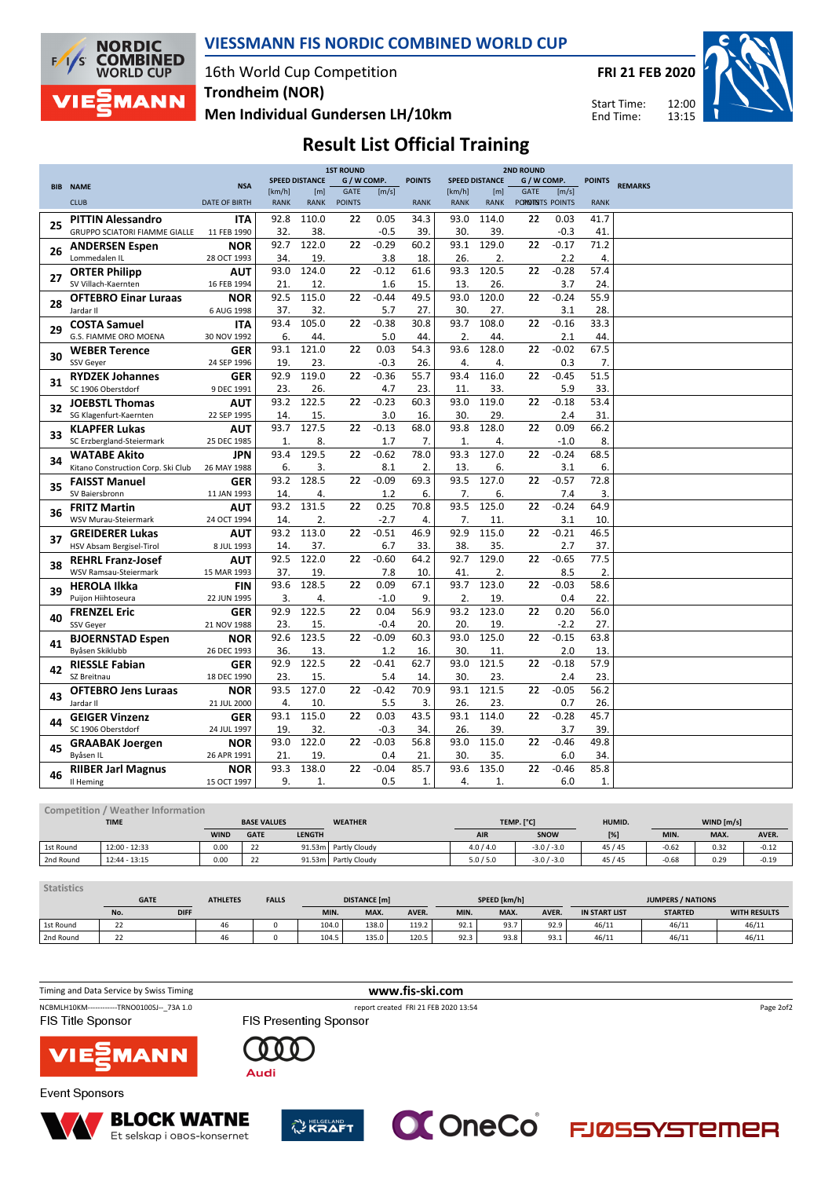# VIESSMANN FIS NORDIC COMBINED WORLD CUP

16th World Cup Competition

**Trondheim (NOR)**

**Men Individual Gundersen LH/10km**

**FRI 21 FEB 2020**

Start Time: 12:00
End Time: 13:15

## Result List Official Training

| BIB | NAME / CLUB | NSA / DATE OF BIRTH | 1st Round SPEED [km/h] / RANK | DISTANCE [m] / RANK | GATE / POINTS | WIND [m/s] / POINTS | POINTS / RANK | 2nd Round SPEED [km/h] / RANK | DISTANCE [m] / RANK | GATE / POINTS | WIND [m/s] / POINTS | POINTS / RANK | REMARKS |
|---|---|---|---|---|---|---|---|---|---|---|---|---|---|
| 25 | **PITTIN Alessandro** GRUPPO SCIATORI FIAMME GIALLE | ITA 11 FEB 1990 | 92.8 32. | 110.0 38. | 22 | 0.05 -0.5 | 34.3 39. | 93.0 30. | 114.0 39. | 22 | 0.03 -0.3 | 41.7 41. | |
| 26 | **ANDERSEN Espen** Lommedalen IL | NOR 28 OCT 1993 | 92.7 34. | 122.0 19. | 22 | -0.29 3.8 | 60.2 18. | 93.1 26. | 129.0 2. | 22 | -0.17 2.2 | 71.2 4. | |
| 27 | **ORTER Philipp** SV Villach-Kaernten | AUT 16 FEB 1994 | 93.0 21. | 124.0 12. | 22 | -0.12 1.6 | 61.6 15. | 93.3 13. | 120.5 26. | 22 | -0.28 3.7 | 57.4 24. | |
| 28 | **OFTEBRO Einar Luraas** Jardar Il | NOR 6 AUG 1998 | 92.5 37. | 115.0 32. | 22 | -0.44 5.7 | 49.5 27. | 93.0 30. | 120.0 27. | 22 | -0.24 3.1 | 55.9 28. | |
| 29 | **COSTA Samuel** G.S. FIAMME ORO MOENA | ITA 30 NOV 1992 | 93.4 6. | 105.0 44. | 22 | -0.38 5.0 | 30.8 44. | 93.7 2. | 108.0 44. | 22 | -0.16 2.1 | 33.3 44. | |
| 30 | **WEBER Terence** SSV Geyer | GER 24 SEP 1996 | 93.1 19. | 121.0 23. | 22 | 0.03 -0.3 | 54.3 26. | 93.6 4. | 128.0 4. | 22 | -0.02 0.3 | 67.5 7. | |
| 31 | **RYDZEK Johannes** SC 1906 Oberstdorf | GER 9 DEC 1991 | 92.9 23. | 119.0 26. | 22 | -0.36 4.7 | 55.7 23. | 93.4 11. | 116.0 33. | 22 | -0.45 5.9 | 51.5 33. | |
| 32 | **JOEBSTL Thomas** SG Klagenfurt-Kaernten | AUT 22 SEP 1995 | 93.2 14. | 122.5 15. | 22 | -0.23 3.0 | 60.3 16. | 93.0 30. | 119.0 29. | 22 | -0.18 2.4 | 53.4 31. | |
| 33 | **KLAPFER Lukas** SC Erzbergland-Steiermark | AUT 25 DEC 1985 | 93.7 1. | 127.5 8. | 22 | -0.13 1.7 | 68.0 7. | 93.8 1. | 128.0 4. | 22 | 0.09 -1.0 | 66.2 8. | |
| 34 | **WATABE Akito** Kitano Construction Corp. Ski Club | JPN 26 MAY 1988 | 93.4 6. | 129.5 3. | 22 | -0.62 8.1 | 78.0 2. | 93.3 13. | 127.0 6. | 22 | -0.24 3.1 | 68.5 6. | |
| 35 | **FAISST Manuel** SV Baiersbronn | GER 11 JAN 1993 | 93.2 14. | 128.5 4. | 22 | -0.09 1.2 | 69.3 6. | 93.5 7. | 127.0 6. | 22 | -0.57 7.4 | 72.8 3. | |
| 36 | **FRITZ Martin** WSV Murau-Steiermark | AUT 24 OCT 1994 | 93.2 14. | 131.5 2. | 22 | 0.25 -2.7 | 70.8 4. | 93.5 7. | 125.0 11. | 22 | -0.24 3.1 | 64.9 10. | |
| 37 | **GREIDERER Lukas** HSV Absam Bergisel-Tirol | AUT 8 JUL 1993 | 93.2 14. | 113.0 37. | 22 | -0.51 6.7 | 46.9 33. | 92.9 38. | 115.0 35. | 22 | -0.21 2.7 | 46.5 37. | |
| 38 | **REHRL Franz-Josef** WSV Ramsau-Steiermark | AUT 15 MAR 1993 | 92.5 37. | 122.0 19. | 22 | -0.60 7.8 | 64.2 10. | 92.7 41. | 129.0 2. | 22 | -0.65 8.5 | 77.5 2. | |
| 39 | **HEROLA Ilkka** Puijon Hiihtoseura | FIN 22 JUN 1995 | 93.6 3. | 128.5 4. | 22 | 0.09 -1.0 | 67.1 9. | 93.7 2. | 123.0 19. | 22 | -0.03 0.4 | 58.6 22. | |
| 40 | **FRENZEL Eric** SSV Geyer | GER 21 NOV 1988 | 92.9 23. | 122.5 15. | 22 | 0.04 -0.4 | 56.9 20. | 93.2 20. | 123.0 19. | 22 | 0.20 -2.2 | 56.0 27. | |
| 41 | **BJOERNSTAD Espen** Byåsen Skiklubb | NOR 26 DEC 1993 | 92.6 36. | 123.5 13. | 22 | -0.09 1.2 | 60.3 16. | 93.0 30. | 125.0 11. | 22 | -0.15 2.0 | 63.8 13. | |
| 42 | **RIESSLE Fabian** SZ Breitnau | GER 18 DEC 1990 | 92.9 23. | 122.5 15. | 22 | -0.41 5.4 | 62.7 14. | 93.0 30. | 121.5 23. | 22 | -0.18 2.4 | 57.9 23. | |
| 43 | **OFTEBRO Jens Luraas** Jardar Il | NOR 21 JUL 2000 | 93.5 4. | 127.0 10. | 22 | -0.42 5.5 | 70.9 3. | 93.1 26. | 121.5 23. | 22 | -0.05 0.7 | 56.2 26. | |
| 44 | **GEIGER Vinzenz** SC 1906 Oberstdorf | GER 24 JUL 1997 | 93.1 19. | 115.0 32. | 22 | 0.03 -0.3 | 43.5 34. | 93.1 26. | 114.0 39. | 22 | -0.28 3.7 | 45.7 39. | |
| 45 | **GRAABAK Joergen** Byåsen IL | NOR 26 APR 1991 | 93.0 21. | 122.0 19. | 22 | -0.03 0.4 | 56.8 21. | 93.0 30. | 115.0 35. | 22 | -0.46 6.0 | 49.8 34. | |
| 46 | **RIIBER Jarl Magnus** Il Heming | NOR 15 OCT 1997 | 93.3 9. | 138.0 1. | 22 | -0.04 0.5 | 85.7 1. | 93.6 4. | 135.0 1. | 22 | -0.46 6.0 | 85.8 1. | |

### Competition / Weather Information

| | TIME | BASE VALUES WIND | GATE | LENGTH | WEATHER | TEMP. [°C] AIR | SNOW | HUMID. [%] | WIND [m/s] MIN. | MAX. | AVER. |
|---|---|---|---|---|---|---|---|---|---|---|---|
| 1st Round | 12:00 - 12:33 | 0.00 | 22 | 91.53m | Partly Cloudy | 4.0 / 4.0 | -3.0 / -3.0 | 45 / 45 | -0.62 | 0.32 | -0.12 |
| 2nd Round | 12:44 - 13:15 | 0.00 | 22 | 91.53m | Partly Cloudy | 5.0 / 5.0 | -3.0 / -3.0 | 45 / 45 | -0.68 | 0.29 | -0.19 |

### Statistics

| | GATE No. | DIFF | ATHLETES | FALLS | DISTANCE [m] MIN. | MAX. | AVER. | SPEED [km/h] MIN. | MAX. | AVER. | JUMPERS / NATIONS IN START LIST | STARTED | WITH RESULTS |
|---|---|---|---|---|---|---|---|---|---|---|---|---|---|
| 1st Round | 22 | | 46 | 0 | 104.0 | 138.0 | 119.2 | 92.1 | 93.7 | 92.9 | 46/11 | 46/11 | 46/11 |
| 2nd Round | 22 | | 46 | 0 | 104.5 | 135.0 | 120.5 | 92.3 | 93.8 | 93.1 | 46/11 | 46/11 | 46/11 |

Timing and Data Service by Swiss Timing

www.fis-ski.com

NCBMLH10KM------------TRNO0100SJ--_73A 1.0

report created FRI 21 FEB 2020 13:54

FIS Title Sponsor

FIS Presenting Sponsor

Event Sponsors